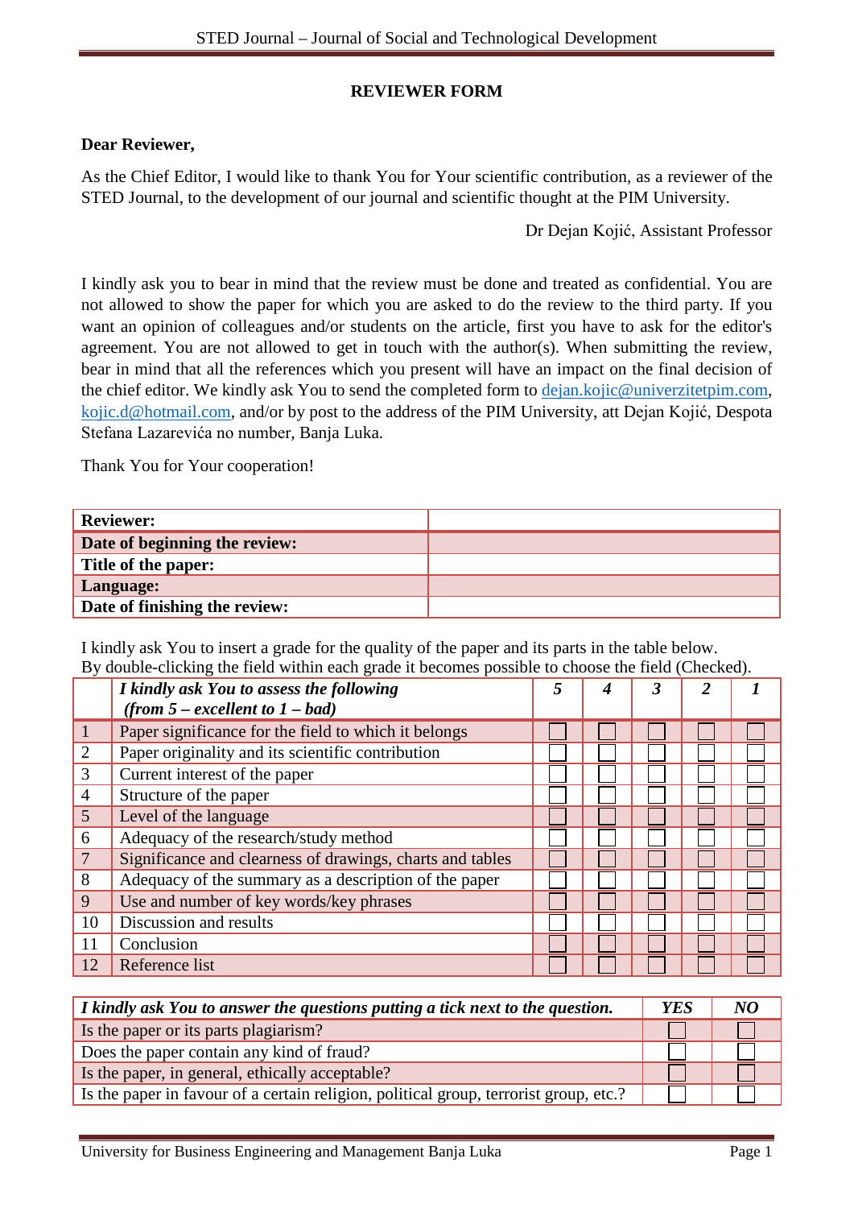# REVIEWER FORM

**Dear Reviewer,**

As the Chief Editor, I would like to thank You for Your scientific contribution, as a reviewer of the STED Journal, to the development of our journal and scientific thought at the PIM University.

Dr Dejan Kojić, Assistant Professor

I kindly ask you to bear in mind that the review must be done and treated as confidential. You are not allowed to show the paper for which you are asked to do the review to the third party. If you want an opinion of colleagues and/or students on the article, first you have to ask for the editor's agreement. You are not allowed to get in touch with the author(s). When submitting the review, bear in mind that all the references which you present will have an impact on the final decision of the chief editor. We kindly ask You to send the completed form to dejan.kojic@univerzitetpim.com, kojic.d@hotmail.com, and/or by post to the address of the PIM University, att Dejan Kojić, Despota Stefana Lazarevića no number, Banja Luka.

Thank You for Your cooperation!

| | |
|---|---|
| **Reviewer:** | |
| **Date of beginning the review:** | |
| **Title of the paper:** | |
| **Language:** | |
| **Date of finishing the review:** | |

I kindly ask You to insert a grade for the quality of the paper and its parts in the table below.
By double-clicking the field within each grade it becomes possible to choose the field (Checked).

| | ***I kindly ask You to assess the following (from 5 – excellent to 1 – bad)*** | ***5*** | ***4*** | ***3*** | ***2*** | ***1*** |
|---|---|---|---|---|---|---|
| 1 | Paper significance for the field to which it belongs | ☐ | ☐ | ☐ | ☐ | ☐ |
| 2 | Paper originality and its scientific contribution | ☐ | ☐ | ☐ | ☐ | ☐ |
| 3 | Current interest of the paper | ☐ | ☐ | ☐ | ☐ | ☐ |
| 4 | Structure of the paper | ☐ | ☐ | ☐ | ☐ | ☐ |
| 5 | Level of the language | ☐ | ☐ | ☐ | ☐ | ☐ |
| 6 | Adequacy of the research/study method | ☐ | ☐ | ☐ | ☐ | ☐ |
| 7 | Significance and clearness of drawings, charts and tables | ☐ | ☐ | ☐ | ☐ | ☐ |
| 8 | Adequacy of the summary as a description of the paper | ☐ | ☐ | ☐ | ☐ | ☐ |
| 9 | Use and number of key words/key phrases | ☐ | ☐ | ☐ | ☐ | ☐ |
| 10 | Discussion and results | ☐ | ☐ | ☐ | ☐ | ☐ |
| 11 | Conclusion | ☐ | ☐ | ☐ | ☐ | ☐ |
| 12 | Reference list | ☐ | ☐ | ☐ | ☐ | ☐ |

| ***I kindly ask You to answer the questions putting a tick next to the question.*** | ***YES*** | ***NO*** |
|---|---|---|
| Is the paper or its parts plagiarism? | ☐ | ☐ |
| Does the paper contain any kind of fraud? | ☐ | ☐ |
| Is the paper, in general, ethically acceptable? | ☐ | ☐ |
| Is the paper in favour of a certain religion, political group, terrorist group, etc.? | ☐ | ☐ |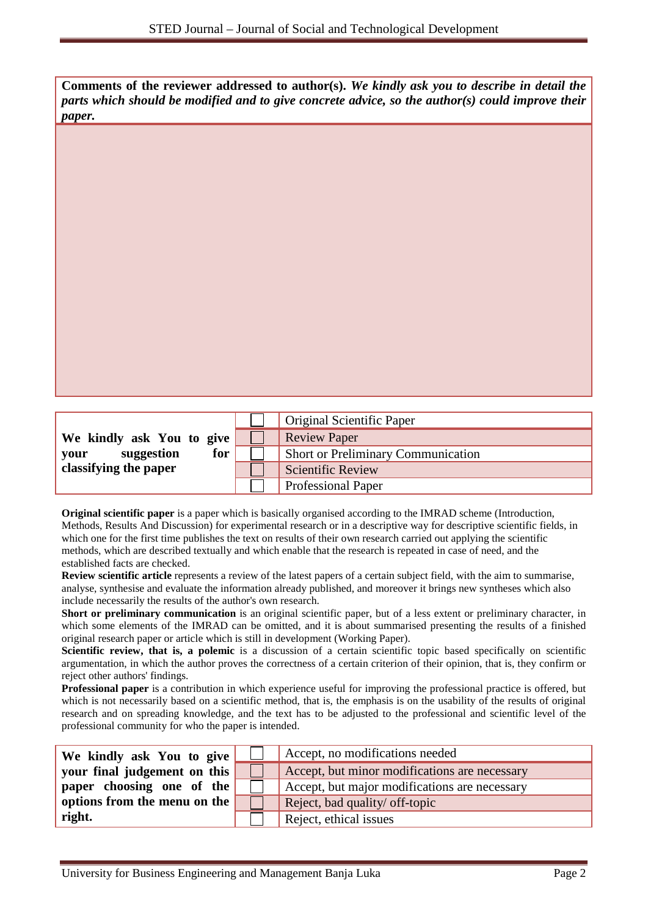**Comments of the reviewer addressed to author(s).** ***We kindly ask you to describe in detail the parts which should be modified and to give concrete advice, so the author(s) could improve their paper.***

| | | |
|---|---|---|
| **We kindly ask You to give your suggestion for classifying the paper** | ☐ | Original Scientific Paper |
| | ☐ | Review Paper |
| | ☐ | Short or Preliminary Communication |
| | ☐ | Scientific Review |
| | ☐ | Professional Paper |

**Original scientific paper** is a paper which is basically organised according to the IMRAD scheme (Introduction, Methods, Results And Discussion) for experimental research or in a descriptive way for descriptive scientific fields, in which one for the first time publishes the text on results of their own research carried out applying the scientific methods, which are described textually and which enable that the research is repeated in case of need, and the established facts are checked.

**Review scientific article** represents a review of the latest papers of a certain subject field, with the aim to summarise, analyse, synthesise and evaluate the information already published, and moreover it brings new syntheses which also include necessarily the results of the author's own research.

**Short or preliminary communication** is an original scientific paper, but of a less extent or preliminary character, in which some elements of the IMRAD can be omitted, and it is about summarised presenting the results of a finished original research paper or article which is still in development (Working Paper).

**Scientific review, that is, a polemic** is a discussion of a certain scientific topic based specifically on scientific argumentation, in which the author proves the correctness of a certain criterion of their opinion, that is, they confirm or reject other authors' findings.

**Professional paper** is a contribution in which experience useful for improving the professional practice is offered, but which is not necessarily based on a scientific method, that is, the emphasis is on the usability of the results of original research and on spreading knowledge, and the text has to be adjusted to the professional and scientific level of the professional community for who the paper is intended.

| | | |
|---|---|---|
| **We kindly ask You to give your final judgement on this paper choosing one of the options from the menu on the right.** | ☐ | Accept, no modifications needed |
| | ☐ | Accept, but minor modifications are necessary |
| | ☐ | Accept, but major modifications are necessary |
| | ☐ | Reject, bad quality/ off-topic |
| | ☐ | Reject, ethical issues |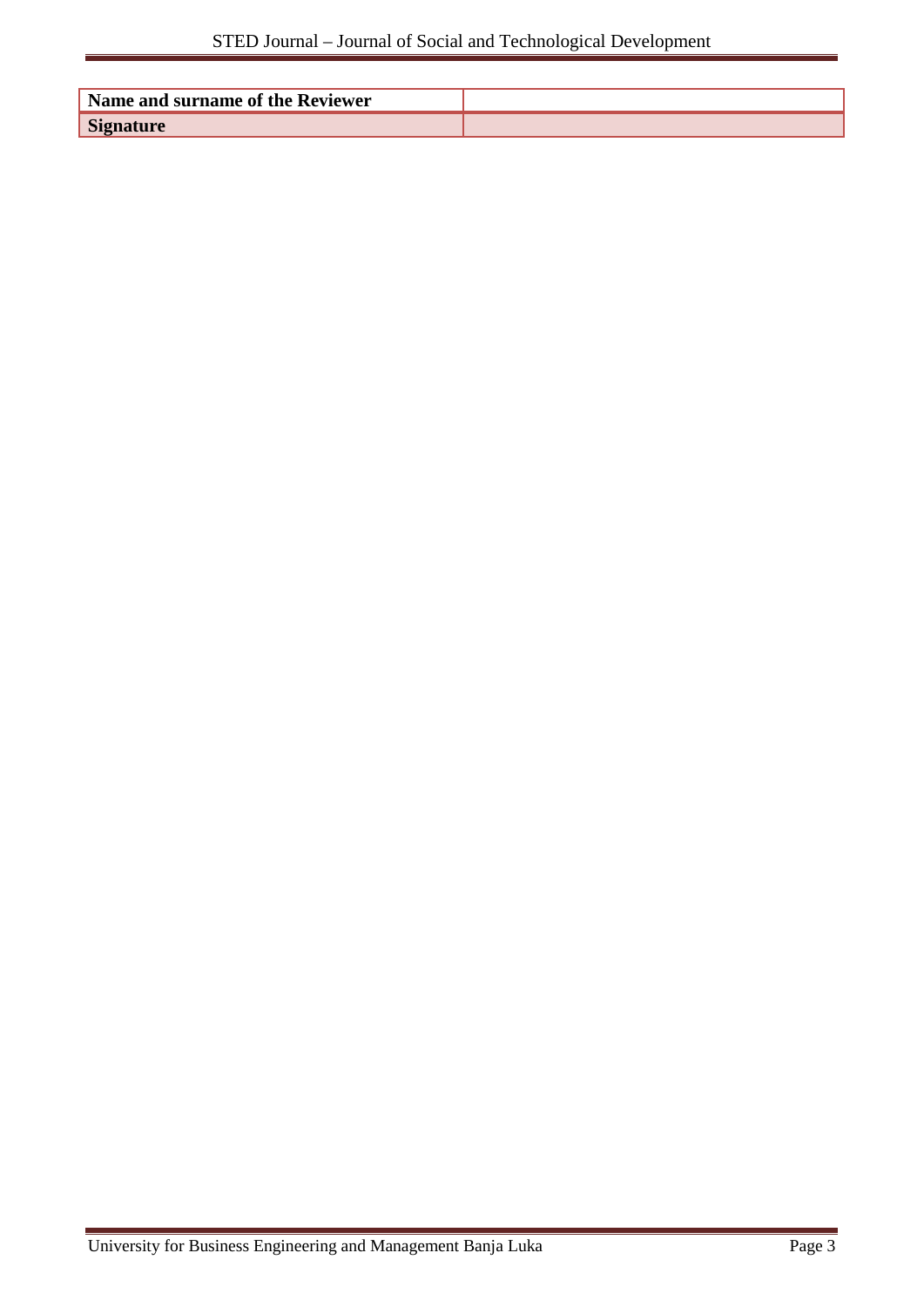| | |
|---|---|
| **Name and surname of the Reviewer** | |
| **Signature** | |